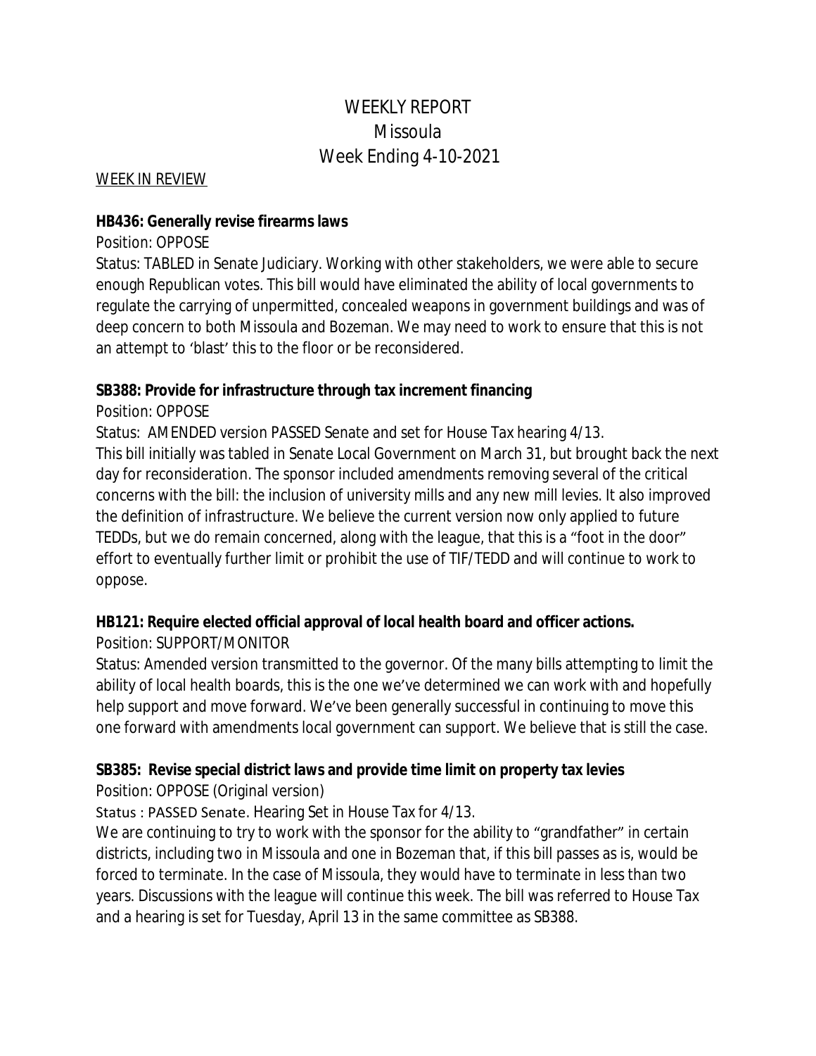# WEEKLY REPORT
# Missoula
# Week Ending 4-10-2021

WEEK IN REVIEW

**HB436: Generally revise firearms laws**

Position: OPPOSE

Status: TABLED in Senate Judiciary. Working with other stakeholders, we were able to secure enough Republican votes. This bill would have eliminated the ability of local governments to regulate the carrying of unpermitted, concealed weapons in government buildings and was of deep concern to both Missoula and Bozeman. We may need to work to ensure that this is not an attempt to 'blast' this to the floor or be reconsidered.

**SB388: Provide for infrastructure through tax increment financing**

Position: OPPOSE

Status: AMENDED version PASSED Senate and set for House Tax hearing 4/13.

This bill initially was tabled in Senate Local Government on March 31, but brought back the next day for reconsideration. The sponsor included amendments removing several of the critical concerns with the bill: the inclusion of university mills and any new mill levies. It also improved the definition of infrastructure. We believe the current version now only applied to future TEDDs, but we do remain concerned, along with the league, that this is a "foot in the door" effort to eventually further limit or prohibit the use of TIF/TEDD and will continue to work to oppose.

**HB121: Require elected official approval of local health board and officer actions.**

Position: SUPPORT/MONITOR

Status: Amended version transmitted to the governor. Of the many bills attempting to limit the ability of local health boards, this is the one we've determined we can work with and hopefully help support and move forward. We've been generally successful in continuing to move this one forward with amendments local government can support. We believe that is still the case.

**SB385: Revise special district laws and provide time limit on property tax levies**

Position: OPPOSE (Original version)

Status : PASSED Senate. Hearing Set in House Tax for 4/13.

We are continuing to try to work with the sponsor for the ability to "grandfather" in certain districts, including two in Missoula and one in Bozeman that, if this bill passes as is, would be forced to terminate. In the case of Missoula, they would have to terminate in less than two years. Discussions with the league will continue this week. The bill was referred to House Tax and a hearing is set for Tuesday, April 13 in the same committee as SB388.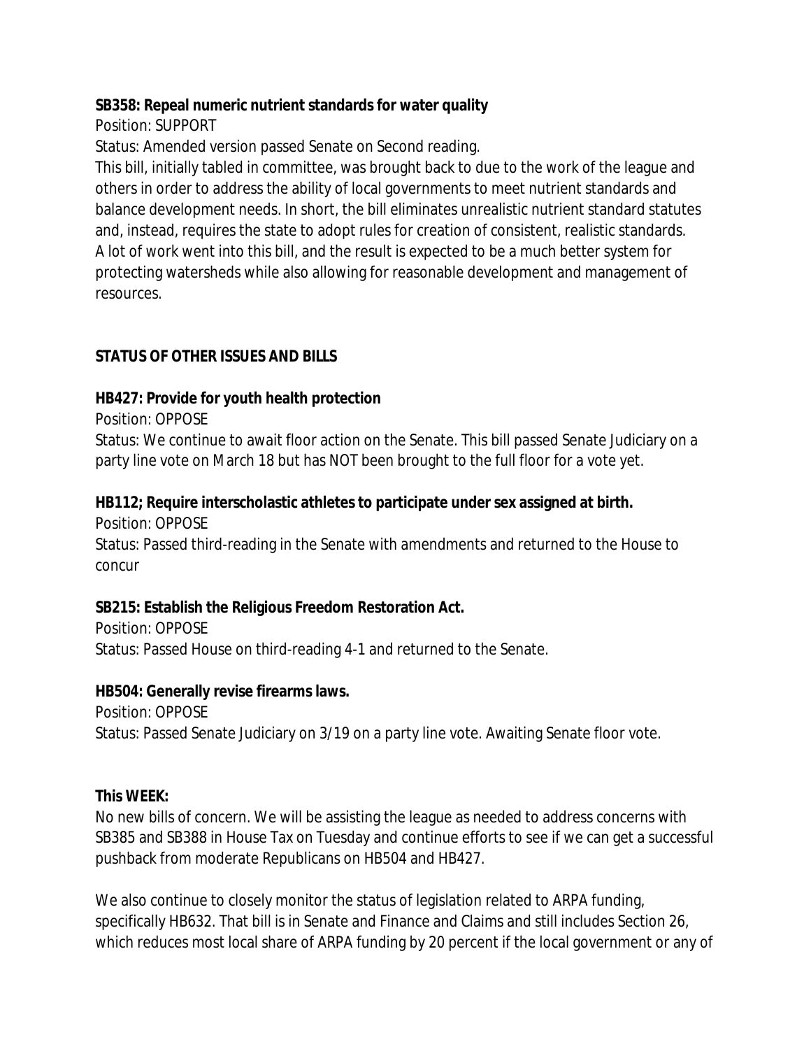**SB358: Repeal numeric nutrient standards for water quality**

Position: SUPPORT

Status: Amended version passed Senate on Second reading.

This bill, initially tabled in committee, was brought back to due to the work of the league and others in order to address the ability of local governments to meet nutrient standards and balance development needs. In short, the bill eliminates unrealistic nutrient standard statutes and, instead, requires the state to adopt rules for creation of consistent, realistic standards. A lot of work went into this bill, and the result is expected to be a much better system for protecting watersheds while also allowing for reasonable development and management of resources.

**STATUS OF OTHER ISSUES AND BILLS**

**HB427: Provide for youth health protection**

Position: OPPOSE

Status: We continue to await floor action on the Senate. This bill passed Senate Judiciary on a party line vote on March 18 but has NOT been brought to the full floor for a vote yet.

**HB112; Require interscholastic athletes to participate under sex assigned at birth.**

Position: OPPOSE

Status: Passed third-reading in the Senate with amendments and returned to the House to concur

**SB215: Establish the Religious Freedom Restoration Act.**

Position: OPPOSE

Status: Passed House on third-reading 4-1 and returned to the Senate.

**HB504: Generally revise firearms laws.**

Position: OPPOSE

Status: Passed Senate Judiciary on 3/19 on a party line vote. Awaiting Senate floor vote.

**This WEEK:**

No new bills of concern. We will be assisting the league as needed to address concerns with SB385 and SB388 in House Tax on Tuesday and continue efforts to see if we can get a successful pushback from moderate Republicans on HB504 and HB427.

We also continue to closely monitor the status of legislation related to ARPA funding, specifically HB632. That bill is in Senate and Finance and Claims and still includes Section 26, which reduces most local share of ARPA funding by 20 percent if the local government or any of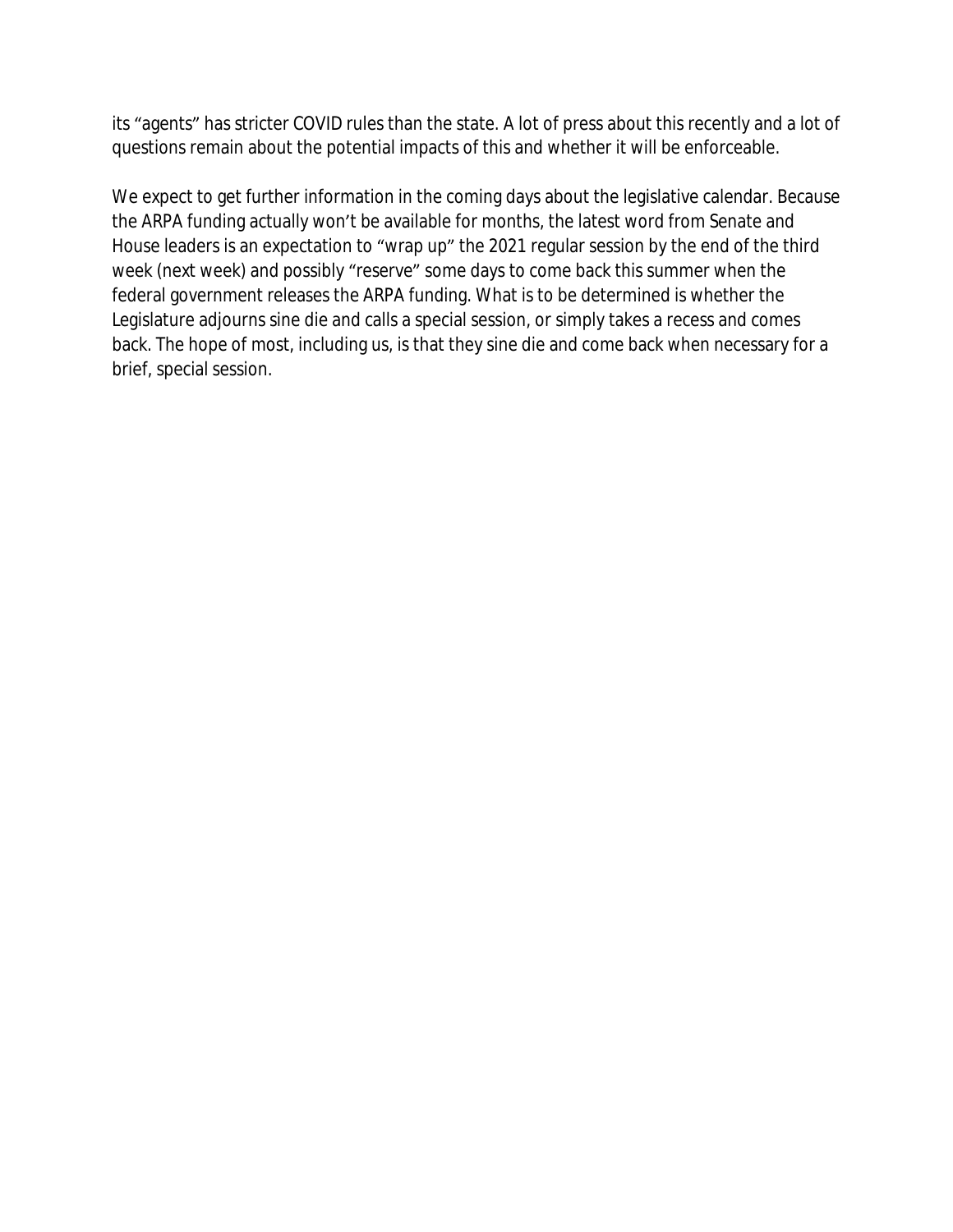its “agents” has stricter COVID rules than the state. A lot of press about this recently and a lot of questions remain about the potential impacts of this and whether it will be enforceable.

We expect to get further information in the coming days about the legislative calendar. Because the ARPA funding actually won’t be available for months, the latest word from Senate and House leaders is an expectation to “wrap up” the 2021 regular session by the end of the third week (next week) and possibly “reserve” some days to come back this summer when the federal government releases the ARPA funding. What is to be determined is whether the Legislature adjourns sine die and calls a special session, or simply takes a recess and comes back. The hope of most, including us, is that they sine die and come back when necessary for a brief, special session.